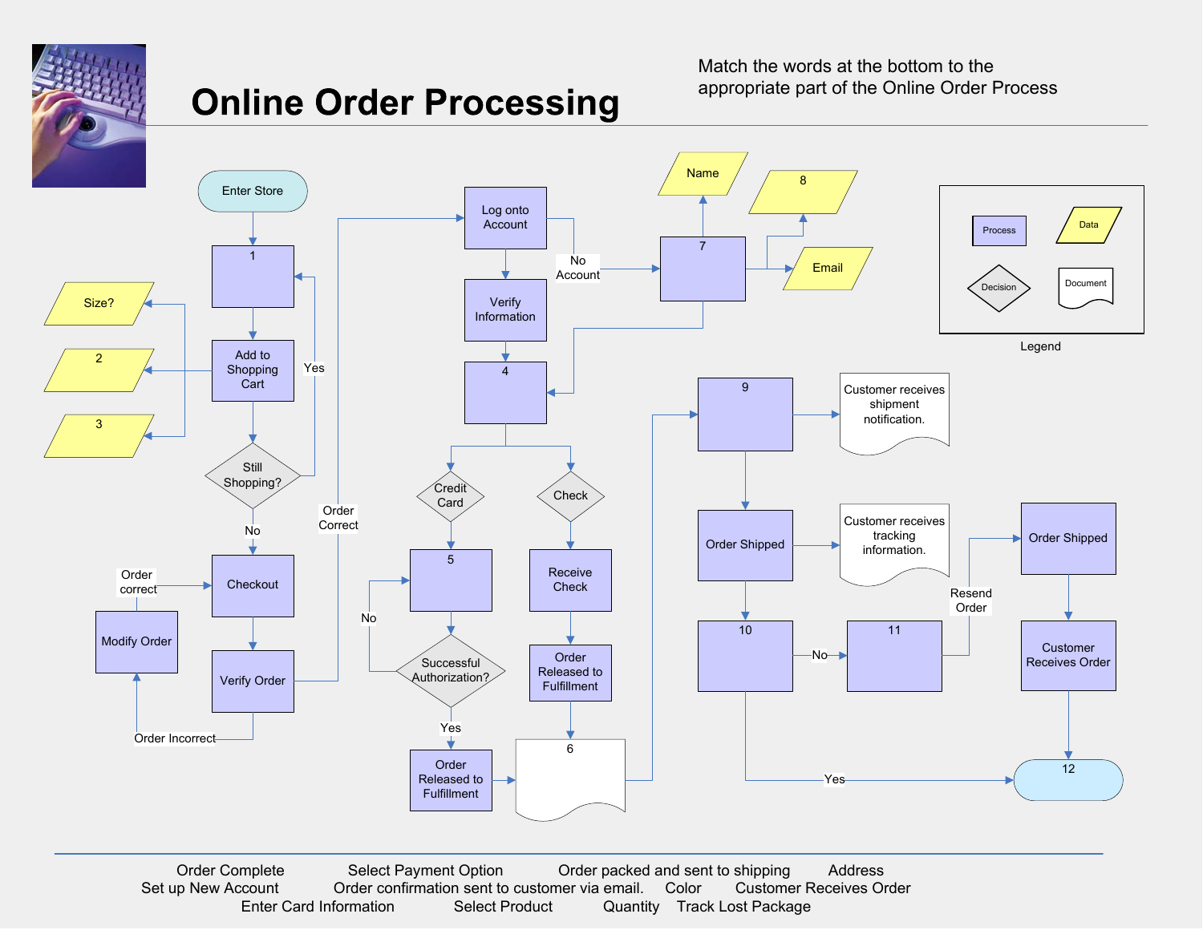# Online Order Processing

Match the words at the bottom to the appropriate part of the Online Order Process

Enter Store → 1 → Add to Shopping Cart (data: Size?, 2, 3) → Still Shopping? (Yes → 1; No → Checkout) → Verify Order (Order Incorrect → Modify Order → Order correct → Checkout; Order Correct → Log onto Account)

Log onto Account → Verify Information → 4
Log onto Account → No Account → 7 (data: Name, 8, Email) → 4

4 → Credit Card → 5 → Successful Authorization? (No → 5; Yes → Order Released to Fulfillment → 6)
4 → Check → Receive Check → Order Released to Fulfillment → 6

6 → 9 → Customer receives shipment notification.
9 → Order Shipped → Customer receives tracking information.
Order Shipped → 10 (Yes → 12; No → 11 → Resend Order → Order Shipped → Customer Receives Order → 12)

Legend: Process, Data, Decision, Document

Order Complete | Select Payment Option | Order packed and sent to shipping | Address
Set up New Account | Order confirmation sent to customer via email. | Color | Customer Receives Order
Enter Card Information | Select Product | Quantity | Track Lost Package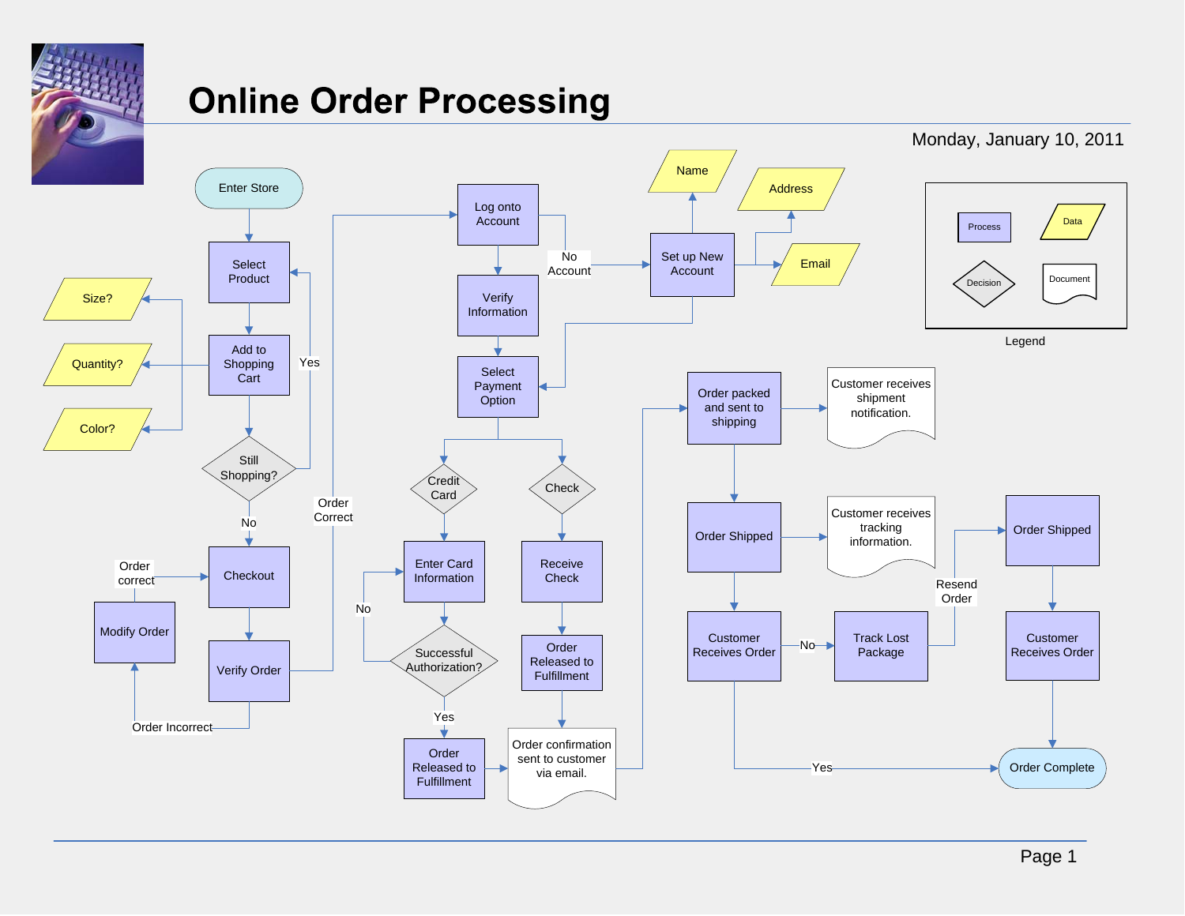# Online Order Processing

Monday, January 10, 2011

Enter Store

Select Product

Add to Shopping Cart

Size?

Quantity?

Color?

Still Shopping?

Yes

No

Checkout

Order correct

Modify Order

Verify Order

Order Incorrect

Order Correct

Log onto Account

No Account

Set up New Account

Name

Address

Email

Verify Information

Select Payment Option

Credit Card

Check

Enter Card Information

Successful Authorization?

No

Yes

Order Released to Fulfillment

Receive Check

Order Released to Fulfillment

Order confirmation sent to customer via email.

Order packed and sent to shipping

Customer receives shipment notification.

Order Shipped

Customer receives tracking information.

Customer Receives Order

No

Track Lost Package

Resend Order

Order Shipped

Customer Receives Order

Yes

Order Complete

Legend

Process

Data

Decision

Document